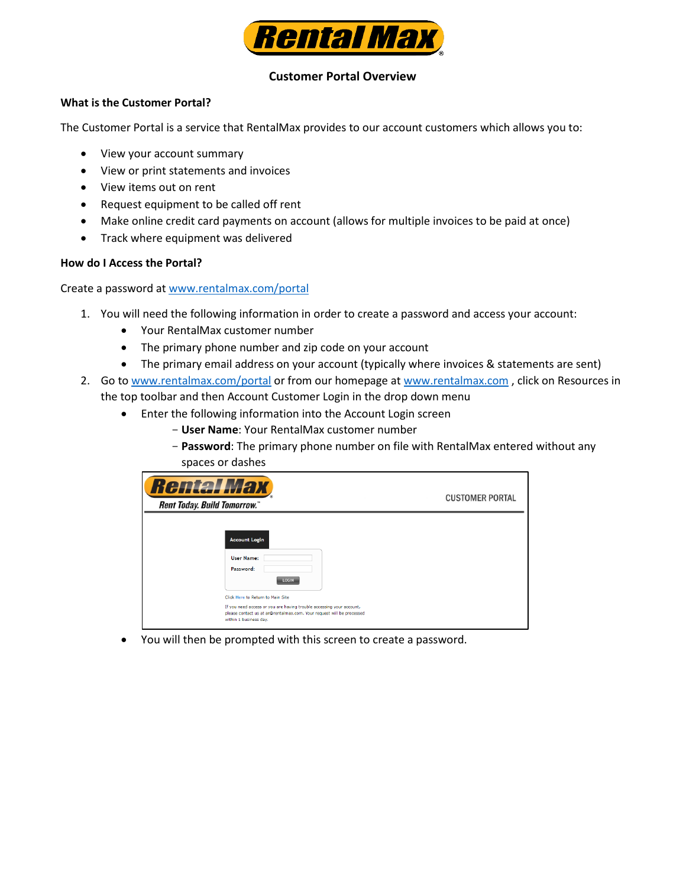# Customer Portal Overview

**What is the Customer Portal?**

The Customer Portal is a service that RentalMax provides to our account customers which allows you to:

- View your account summary
- View or print statements and invoices
- View items out on rent
- Request equipment to be called off rent
- Make online credit card payments on account (allows for multiple invoices to be paid at once)
- Track where equipment was delivered

**How do I Access the Portal?**

Create a password at www.rentalmax.com/portal

1. You will need the following information in order to create a password and access your account:
   - Your RentalMax customer number
   - The primary phone number and zip code on your account
   - The primary email address on your account (typically where invoices & statements are sent)
2. Go to www.rentalmax.com/portal or from our homepage at www.rentalmax.com , click on Resources in the top toolbar and then Account Customer Login in the drop down menu
   - Enter the following information into the Account Login screen
     - **User Name**: Your RentalMax customer number
     - **Password**: The primary phone number on file with RentalMax entered without any spaces or dashes
   - You will then be prompted with this screen to create a password.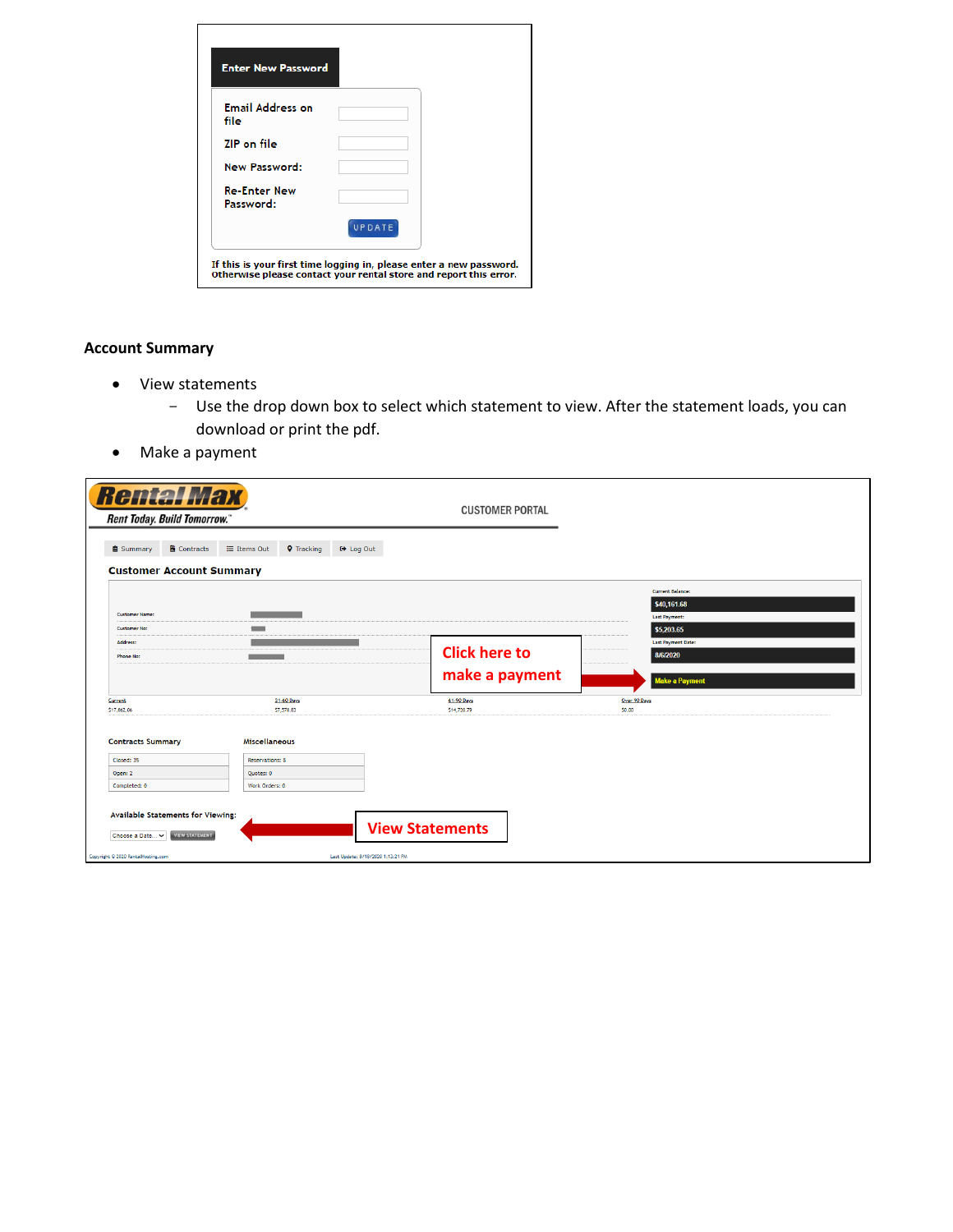Enter New Password

Email Address on file

ZIP on file

New Password:

Re-Enter New Password:

UPDATE

If this is your first time logging in, please enter a new password. Otherwise please contact your rental store and report this error.

**Account Summary**

- View statements
  - Use the drop down box to select which statement to view. After the statement loads, you can download or print the pdf.
- Make a payment

Rental Max
Rent Today. Build Tomorrow.

CUSTOMER PORTAL

Summary | Contracts | Items Out | Tracking | Log Out

**Customer Account Summary**

Customer Name:
Customer No:
Address:
Phone No:

Current Balance: $40,161.68
Last Payment: $5,203.65
Last Payment Date: 8/6/2020

Click here to make a payment → Make a Payment

| Current | 31-60 Days | 61-90 Days | Over 90 Days |
|---|---|---|---|
| $17,862.06 | $7,578.83 | $14,720.79 | $0.00 |

**Contracts Summary**

| |
|---|
| Closed: 35 |
| Open: 2 |
| Completed: 0 |

**Miscellaneous**

| |
|---|
| Reservations: 8 |
| Quotes: 0 |
| Work Orders: 0 |

Available Statements for Viewing:

Choose a Date... VIEW STATEMENT ← View Statements

Copyright © 2020 RentalHosting.com    Last Update: 8/18/2020 1:13:21 PM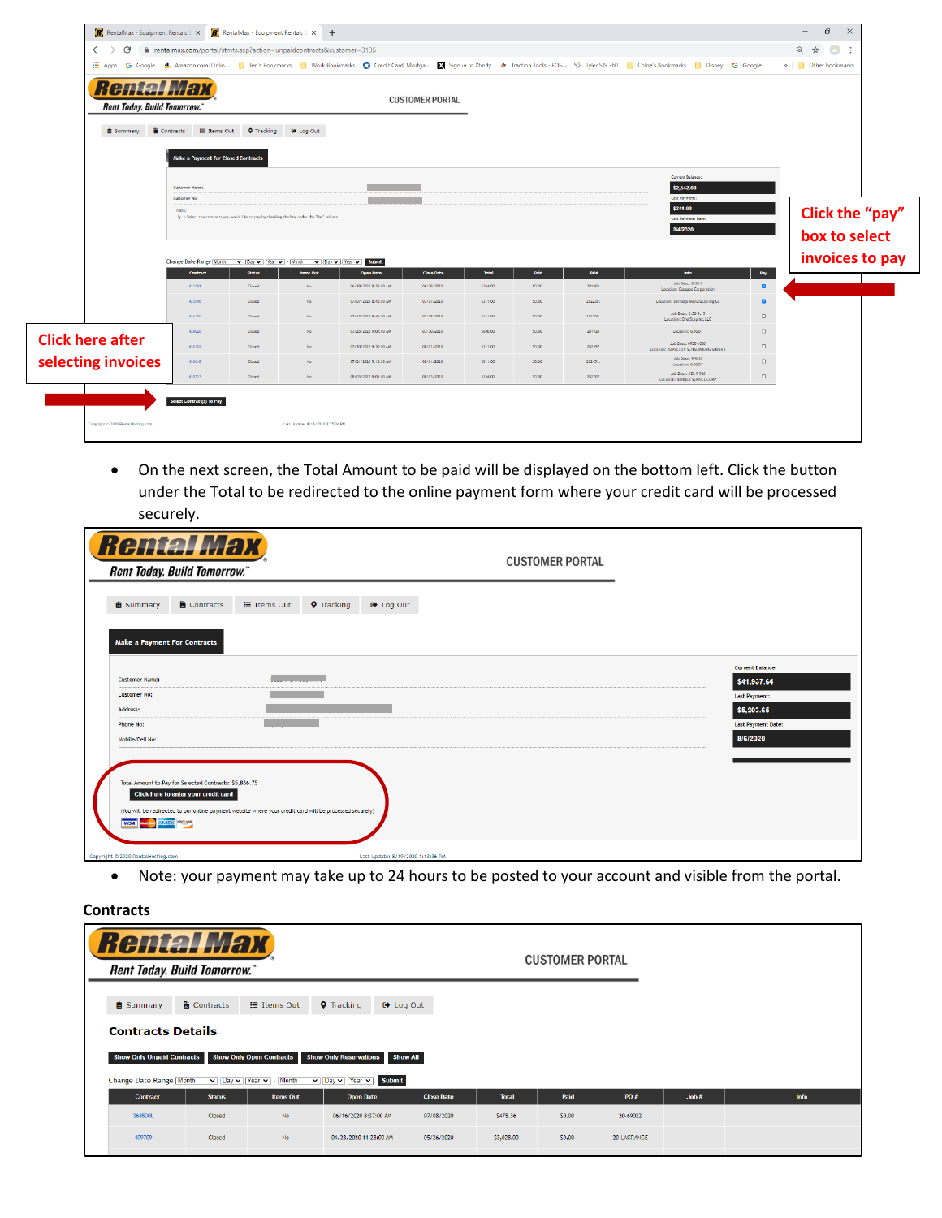Click the "pay" box to select invoices to pay

Click here after selecting invoices

- On the next screen, the Total Amount to be paid will be displayed on the bottom left. Click the button under the Total to be redirected to the online payment form where your credit card will be processed securely.

- Note: your payment may take up to 24 hours to be posted to your account and visible from the portal.

## Contracts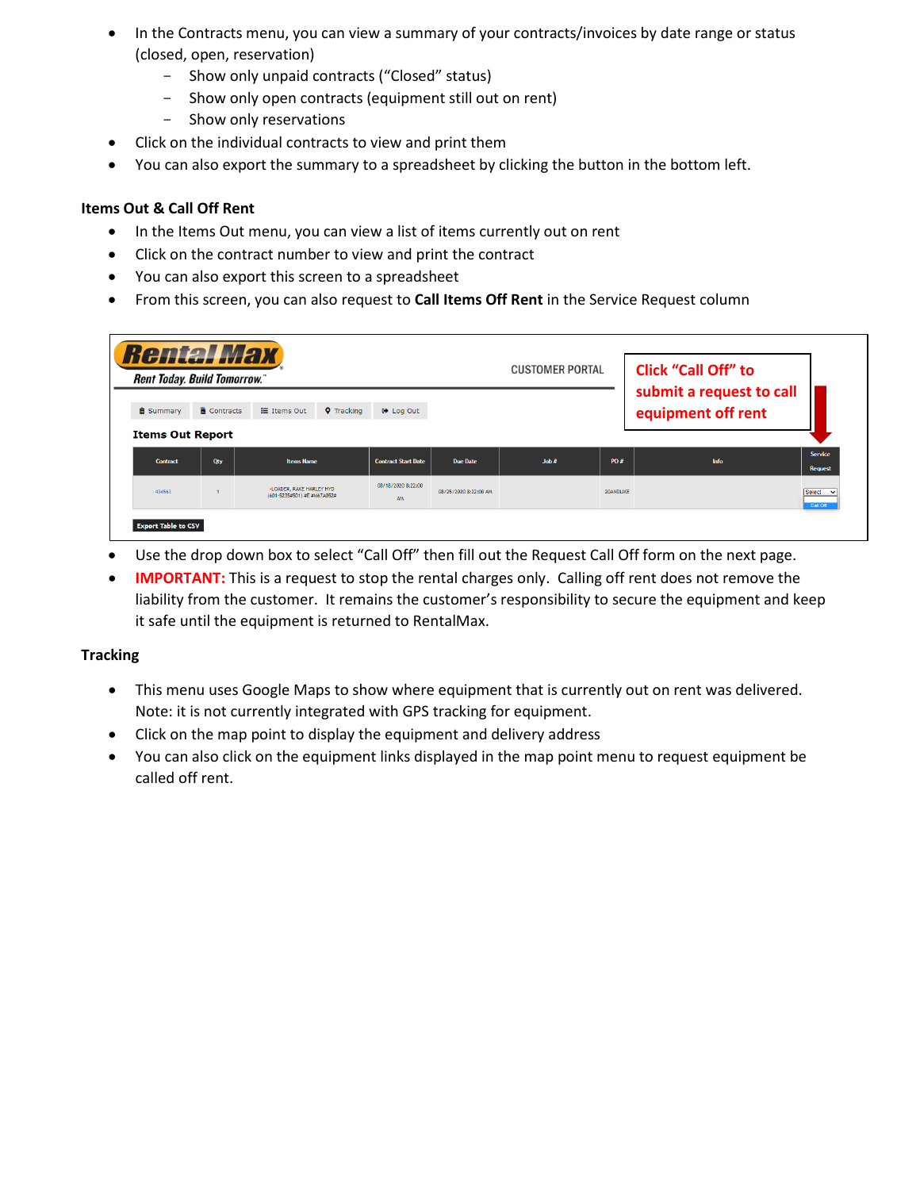- In the Contracts menu, you can view a summary of your contracts/invoices by date range or status (closed, open, reservation)
  - Show only unpaid contracts (“Closed” status)
  - Show only open contracts (equipment still out on rent)
  - Show only reservations
- Click on the individual contracts to view and print them
- You can also export the summary to a spreadsheet by clicking the button in the bottom left.

**Items Out & Call Off Rent**

- In the Items Out menu, you can view a list of items currently out on rent
- Click on the contract number to view and print the contract
- You can also export this screen to a spreadsheet
- From this screen, you can also request to **Call Items Off Rent** in the Service Request column

- Use the drop down box to select “Call Off” then fill out the Request Call Off form on the next page.
- **IMPORTANT:** This is a request to stop the rental charges only. Calling off rent does not remove the liability from the customer. It remains the customer’s responsibility to secure the equipment and keep it safe until the equipment is returned to RentalMax.

**Tracking**

- This menu uses Google Maps to show where equipment that is currently out on rent was delivered. Note: it is not currently integrated with GPS tracking for equipment.
- Click on the map point to display the equipment and delivery address
- You can also click on the equipment links displayed in the map point menu to request equipment be called off rent.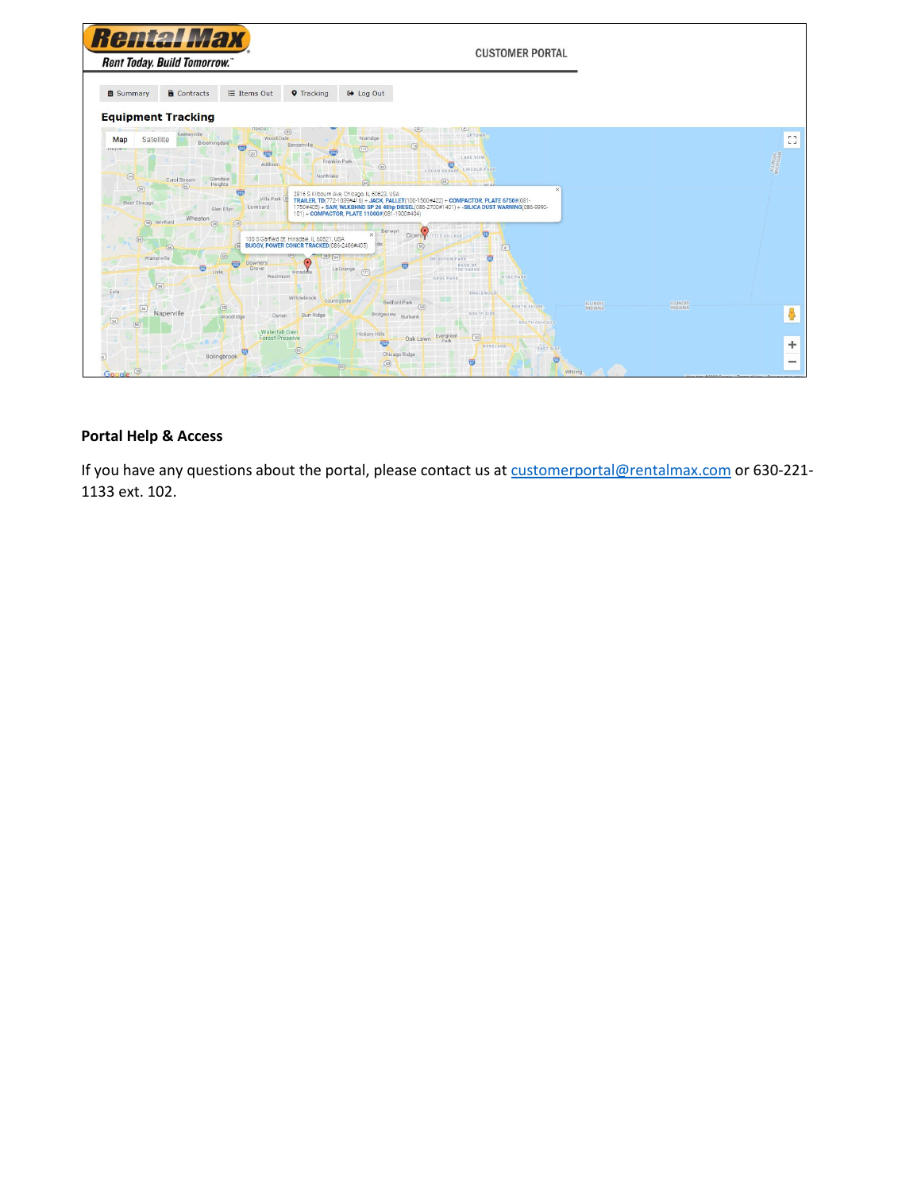## Portal Help & Access

If you have any questions about the portal, please contact us at customerportal@rentalmax.com or 630-221-1133 ext. 102.